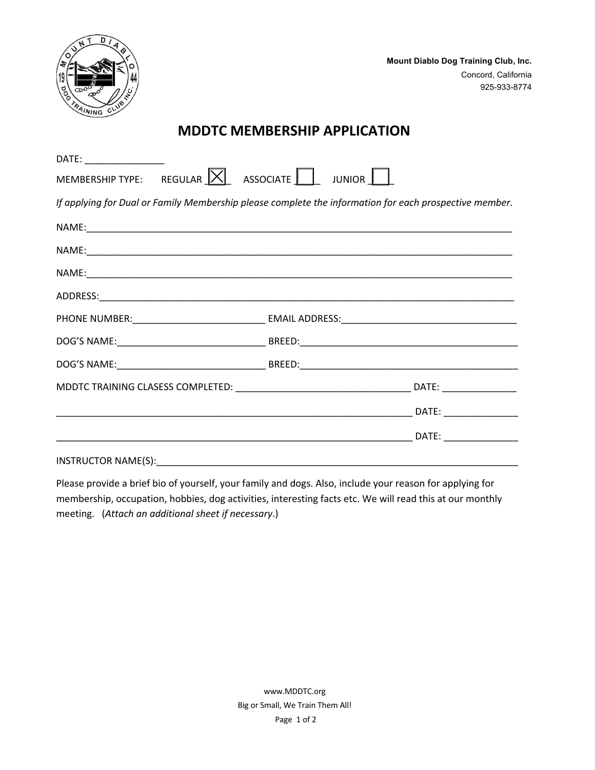**Mount Diablo Dog Training Club, Inc.**
Concord, California
925-933-8774

# MDDTC MEMBERSHIP APPLICATION

DATE: _______________

MEMBERSHIP TYPE: REGULAR [X] ASSOCIATE [ ] JUNIOR [ ]

*If applying for Dual or Family Membership please complete the information for each prospective member.*

NAME:_______________________________________________________________________________

NAME:_______________________________________________________________________________

NAME:_______________________________________________________________________________

ADDRESS:____________________________________________________________________________

PHONE NUMBER:_________________________ EMAIL ADDRESS:_________________________________

DOG'S NAME:____________________________ BREED:__________________________________________

DOG'S NAME:____________________________ BREED:__________________________________________

MDDTC TRAINING CLASESS COMPLETED: _________________________________ DATE: ______________

___________________________________________________________________ DATE: ______________

___________________________________________________________________ DATE: ______________

INSTRUCTOR NAME(S):_________________________________________________________________

Please provide a brief bio of yourself, your family and dogs. Also, include your reason for applying for membership, occupation, hobbies, dog activities, interesting facts etc. We will read this at our monthly meeting. (*Attach an additional sheet if necessary*.)

www.MDDTC.org

Big or Small, We Train Them All!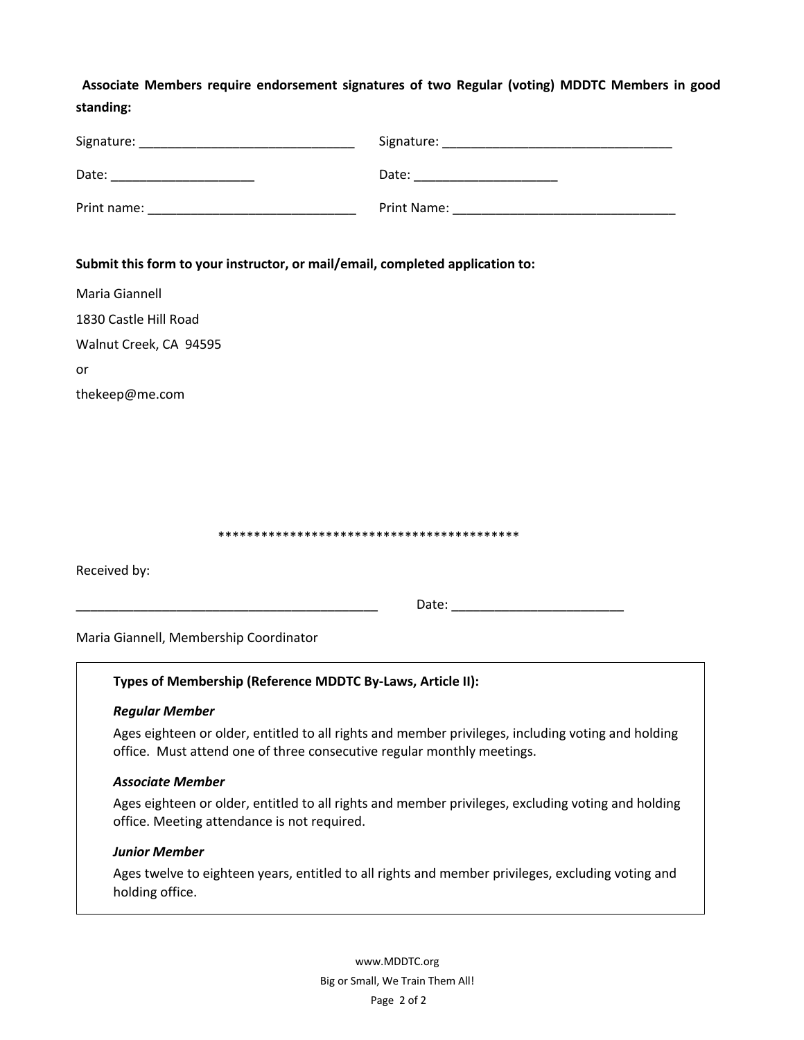**Associate Members require endorsement signatures of two Regular (voting) MDDTC Members in good standing:**

Signature: ______________________________ Signature: ________________________________

Date: ____________________ Date: ____________________

Print name: _____________________________ Print Name: _______________________________

**Submit this form to your instructor, or mail/email, completed application to:**

Maria Giannell

1830 Castle Hill Road

Walnut Creek, CA 94595

or

thekeep@me.com

*******************************************

Received by:

__________________________________________ Date: ________________________

Maria Giannell, Membership Coordinator

**Types of Membership (Reference MDDTC By-Laws, Article II):**

***Regular Member***

Ages eighteen or older, entitled to all rights and member privileges, including voting and holding office. Must attend one of three consecutive regular monthly meetings.

***Associate Member***

Ages eighteen or older, entitled to all rights and member privileges, excluding voting and holding office. Meeting attendance is not required.

***Junior Member***

Ages twelve to eighteen years, entitled to all rights and member privileges, excluding voting and holding office.

www.MDDTC.org

Big or Small, We Train Them All!